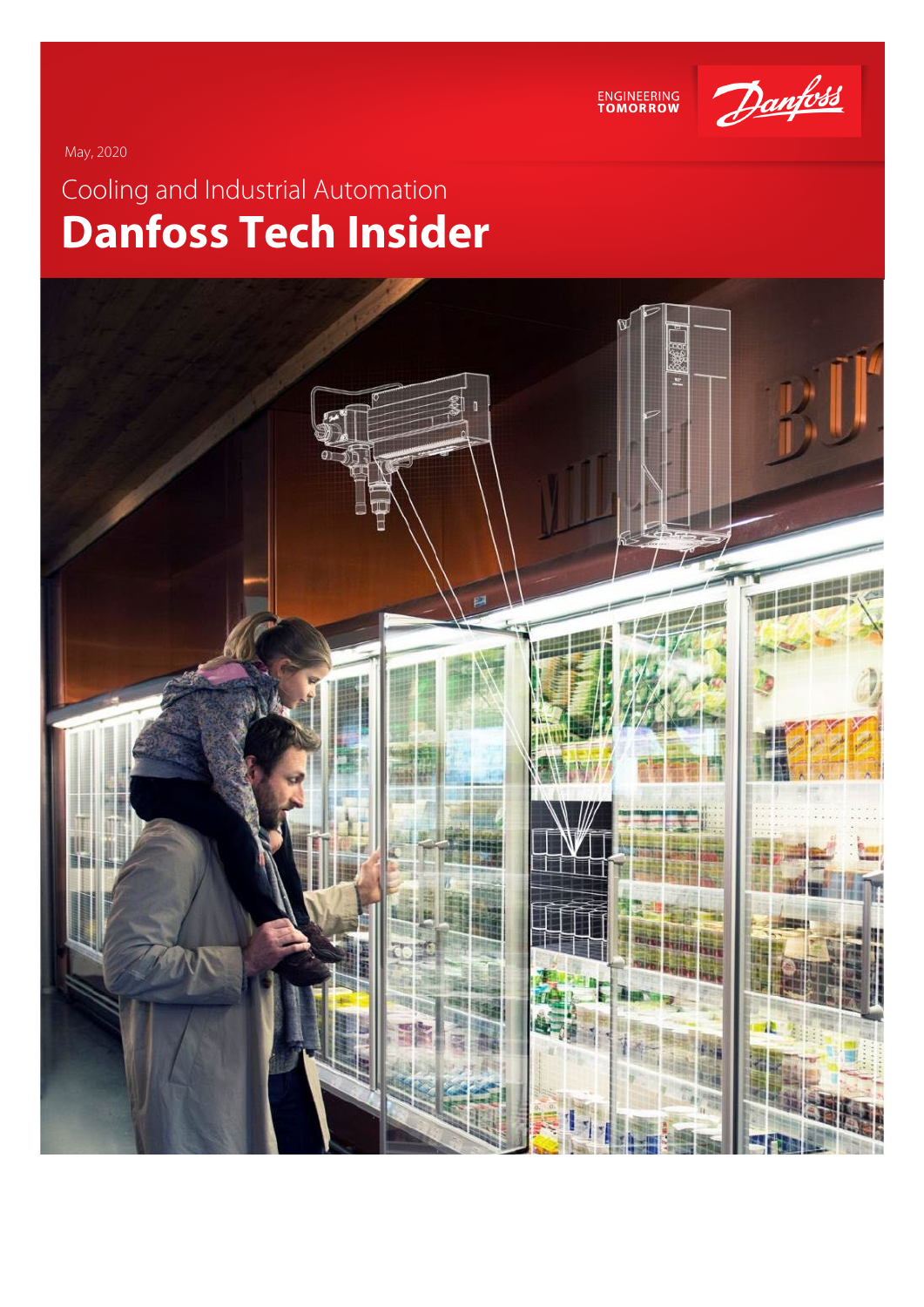ENGINEERING TOMORROW

May, 2020

Cooling and Industrial Automation

# Danfoss Tech Insider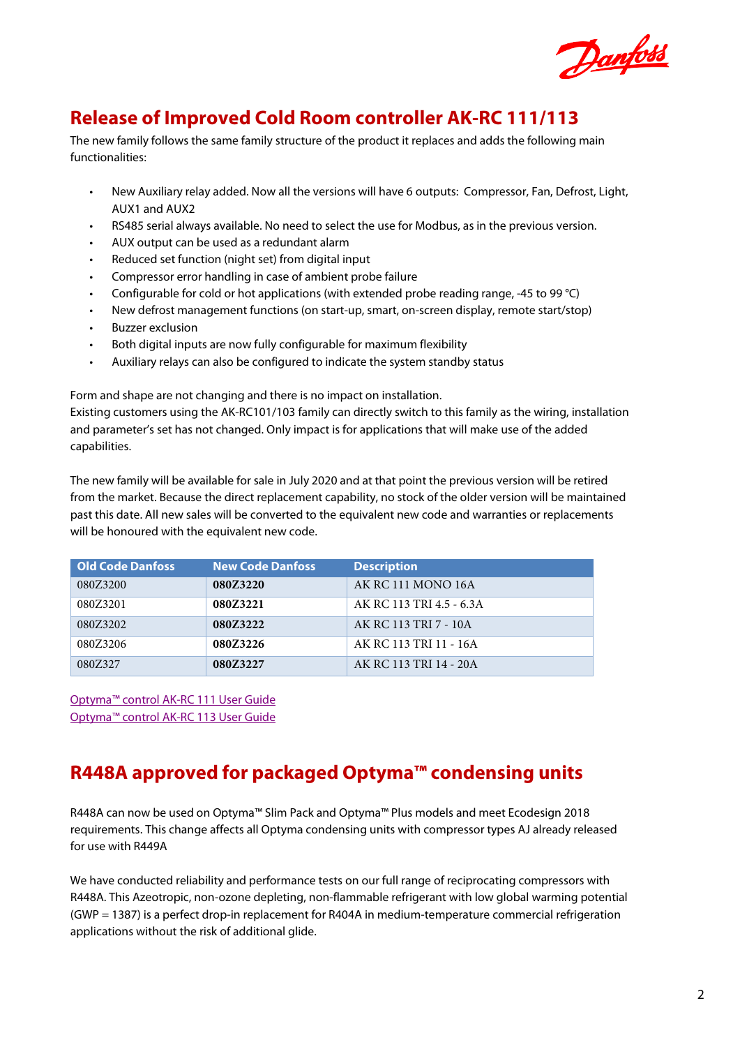## Release of Improved Cold Room controller AK-RC 111/113

The new family follows the same family structure of the product it replaces and adds the following main functionalities:

- New Auxiliary relay added. Now all the versions will have 6 outputs:  Compressor, Fan, Defrost, Light, AUX1 and AUX2
- RS485 serial always available. No need to select the use for Modbus, as in the previous version.
- AUX output can be used as a redundant alarm
- Reduced set function (night set) from digital input
- Compressor error handling in case of ambient probe failure
- Configurable for cold or hot applications (with extended probe reading range, -45 to 99 °C)
- New defrost management functions (on start-up, smart, on-screen display, remote start/stop)
- Buzzer exclusion
- Both digital inputs are now fully configurable for maximum flexibility
- Auxiliary relays can also be configured to indicate the system standby status

Form and shape are not changing and there is no impact on installation.
Existing customers using the AK-RC101/103 family can directly switch to this family as the wiring, installation and parameter's set has not changed. Only impact is for applications that will make use of the added capabilities.

The new family will be available for sale in July 2020 and at that point the previous version will be retired from the market. Because the direct replacement capability, no stock of the older version will be maintained past this date. All new sales will be converted to the equivalent new code and warranties or replacements will be honoured with the equivalent new code.

| Old Code Danfoss | New Code Danfoss | Description |
|---|---|---|
| 080Z3200 | **080Z3220** | AK RC 111 MONO 16A |
| 080Z3201 | **080Z3221** | AK RC 113 TRI 4.5 - 6.3A |
| 080Z3202 | **080Z3222** | AK RC 113 TRI 7 - 10A |
| 080Z3206 | **080Z3226** | AK RC 113 TRI 11 - 16A |
| 080Z327 | **080Z3227** | AK RC 113 TRI 14 - 20A |

[Optyma™ control AK-RC 111 User Guide]
[Optyma™ control AK-RC 113 User Guide]

## R448A approved for packaged Optyma™ condensing units

R448A can now be used on Optyma™ Slim Pack and Optyma™ Plus models and meet Ecodesign 2018 requirements. This change affects all Optyma condensing units with compressor types AJ already released for use with R449A

We have conducted reliability and performance tests on our full range of reciprocating compressors with R448A. This Azeotropic, non-ozone depleting, non-flammable refrigerant with low global warming potential (GWP = 1387) is a perfect drop-in replacement for R404A in medium-temperature commercial refrigeration applications without the risk of additional glide.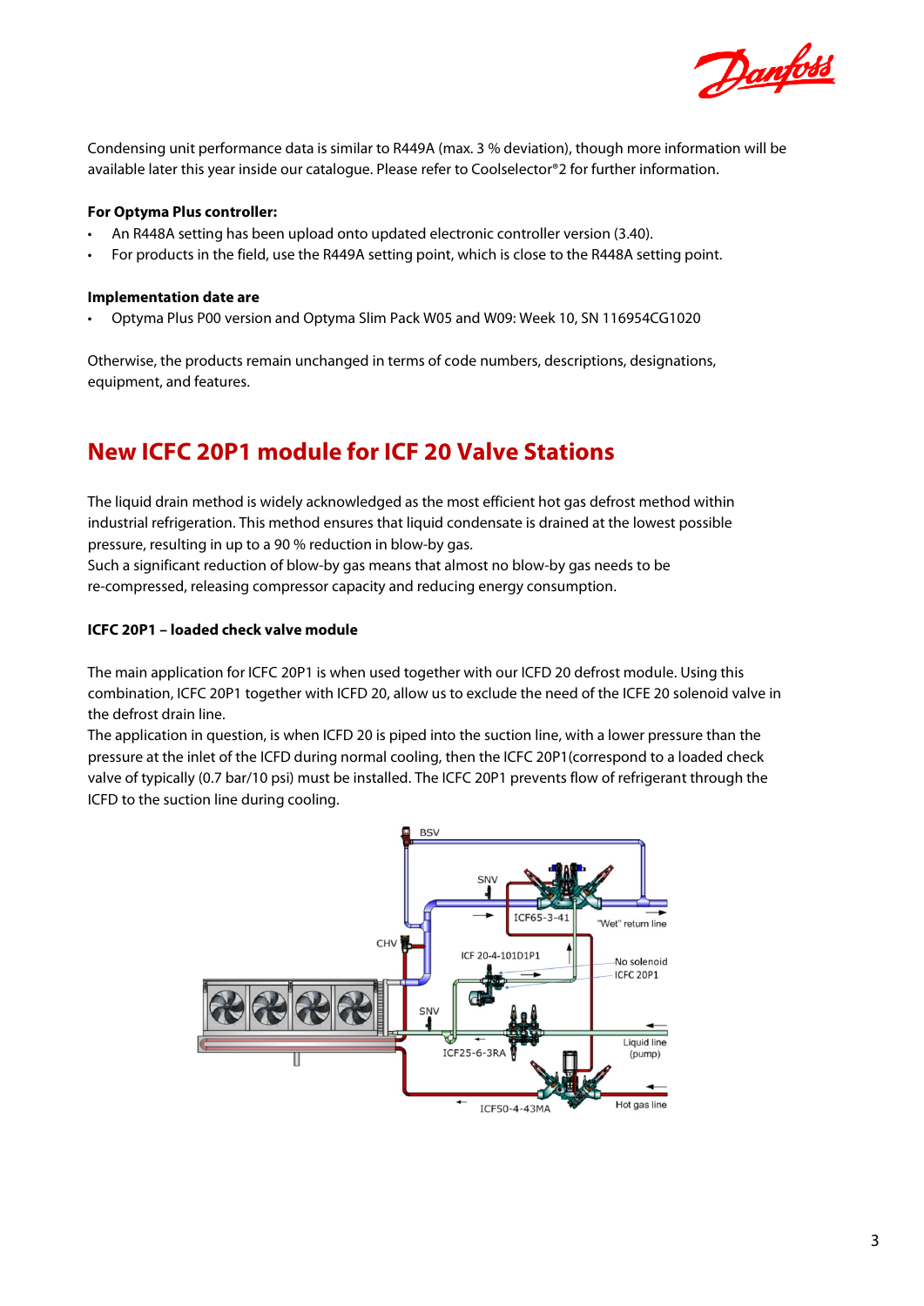Condensing unit performance data is similar to R449A (max. 3 % deviation), though more information will be available later this year inside our catalogue. Please refer to Coolselector®2 for further information.

**For Optyma Plus controller:**

- An R448A setting has been upload onto updated electronic controller version (3.40).
- For products in the field, use the R449A setting point, which is close to the R448A setting point.

**Implementation date are**

- Optyma Plus P00 version and Optyma Slim Pack W05 and W09: Week 10, SN 116954CG1020

Otherwise, the products remain unchanged in terms of code numbers, descriptions, designations, equipment, and features.

## New ICFC 20P1 module for ICF 20 Valve Stations

The liquid drain method is widely acknowledged as the most efficient hot gas defrost method within industrial refrigeration. This method ensures that liquid condensate is drained at the lowest possible pressure, resulting in up to a 90 % reduction in blow-by gas.
Such a significant reduction of blow-by gas means that almost no blow-by gas needs to be re-compressed, releasing compressor capacity and reducing energy consumption.

**ICFC 20P1 – loaded check valve module**

The main application for ICFC 20P1 is when used together with our ICFD 20 defrost module. Using this combination, ICFC 20P1 together with ICFD 20, allow us to exclude the need of the ICFE 20 solenoid valve in the defrost drain line.
The application in question, is when ICFD 20 is piped into the suction line, with a lower pressure than the pressure at the inlet of the ICFD during normal cooling, then the ICFC 20P1(correspond to a loaded check valve of typically (0.7 bar/10 psi) must be installed. The ICFC 20P1 prevents flow of refrigerant through the ICFD to the suction line during cooling.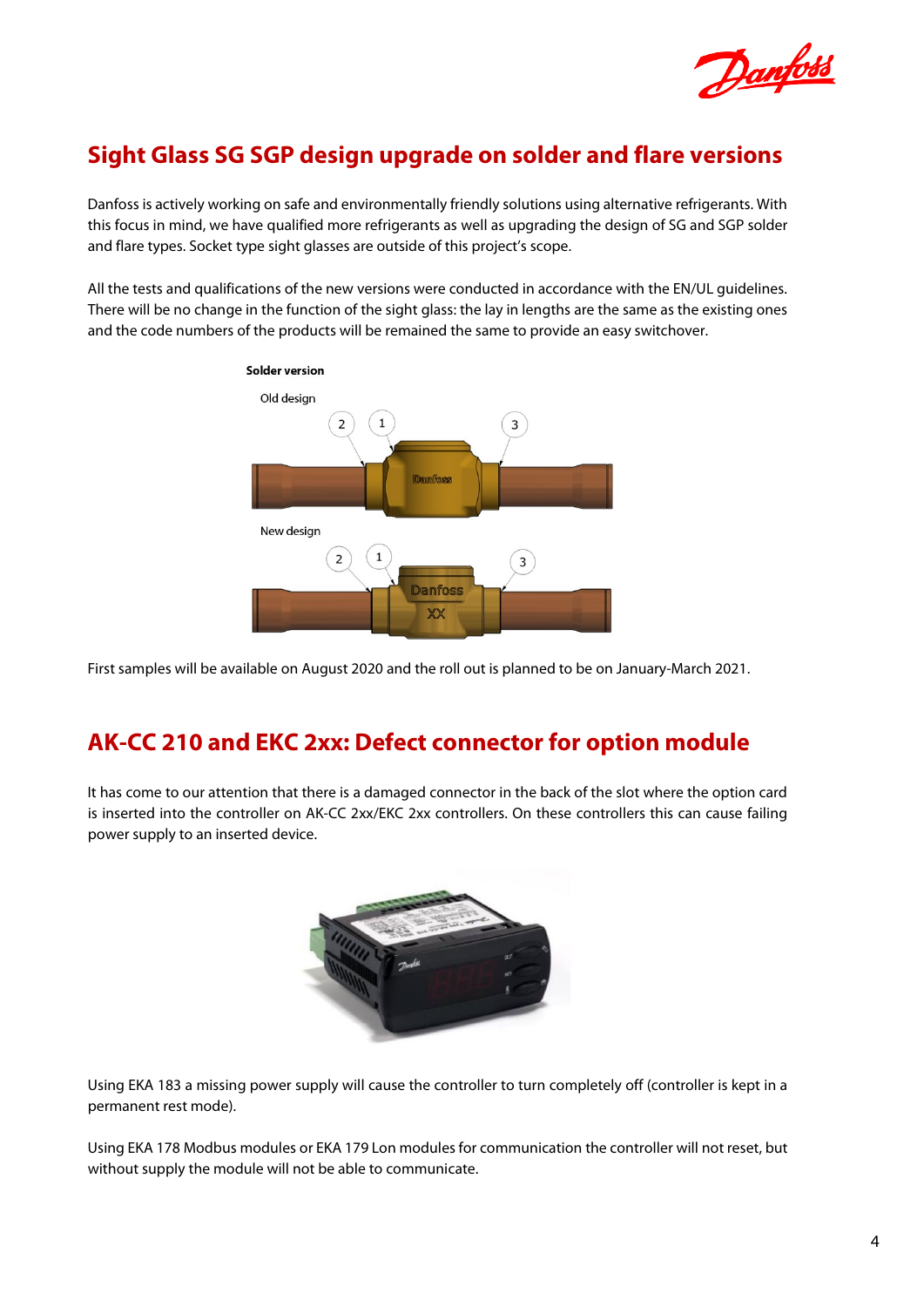## Sight Glass SG SGP design upgrade on solder and flare versions

Danfoss is actively working on safe and environmentally friendly solutions using alternative refrigerants. With this focus in mind, we have qualified more refrigerants as well as upgrading the design of SG and SGP solder and flare types. Socket type sight glasses are outside of this project's scope.

All the tests and qualifications of the new versions were conducted in accordance with the EN/UL guidelines. There will be no change in the function of the sight glass: the lay in lengths are the same as the existing ones and the code numbers of the products will be remained the same to provide an easy switchover.

**Solder version**

Old design

New design

First samples will be available on August 2020 and the roll out is planned to be on January-March 2021.

## AK-CC 210 and EKC 2xx: Defect connector for option module

It has come to our attention that there is a damaged connector in the back of the slot where the option card is inserted into the controller on AK-CC 2xx/EKC 2xx controllers. On these controllers this can cause failing power supply to an inserted device.

Using EKA 183 a missing power supply will cause the controller to turn completely off (controller is kept in a permanent rest mode).

Using EKA 178 Modbus modules or EKA 179 Lon modules for communication the controller will not reset, but without supply the module will not be able to communicate.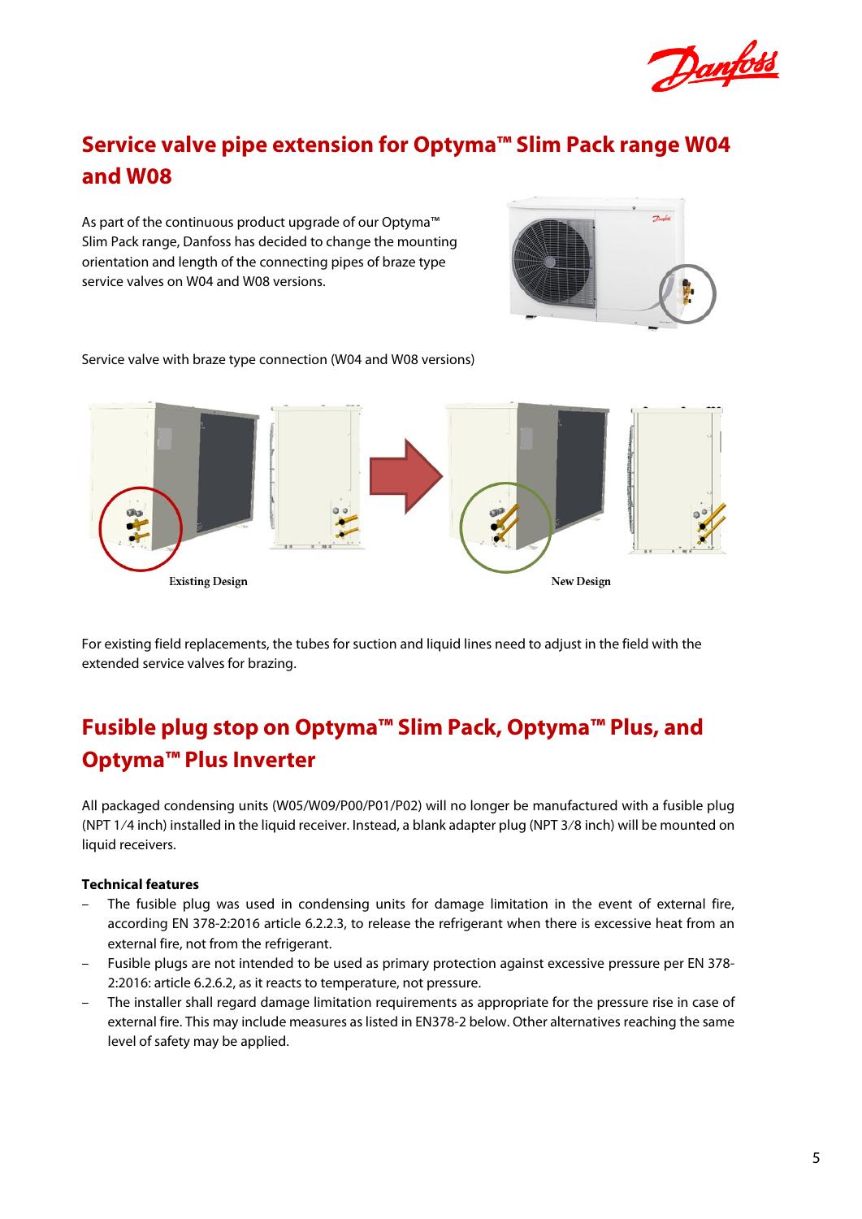## Service valve pipe extension for Optyma™ Slim Pack range W04 and W08

As part of the continuous product upgrade of our Optyma™ Slim Pack range, Danfoss has decided to change the mounting orientation and length of the connecting pipes of braze type service valves on W04 and W08 versions.

Service valve with braze type connection (W04 and W08 versions)

Existing Design

New Design

For existing field replacements, the tubes for suction and liquid lines need to adjust in the field with the extended service valves for brazing.

## Fusible plug stop on Optyma™ Slim Pack, Optyma™ Plus, and Optyma™ Plus Inverter

All packaged condensing units (W05/W09/P00/P01/P02) will no longer be manufactured with a fusible plug (NPT 1⁄4 inch) installed in the liquid receiver. Instead, a blank adapter plug (NPT 3⁄8 inch) will be mounted on liquid receivers.

**Technical features**

- The fusible plug was used in condensing units for damage limitation in the event of external fire, according EN 378-2:2016 article 6.2.2.3, to release the refrigerant when there is excessive heat from an external fire, not from the refrigerant.
- Fusible plugs are not intended to be used as primary protection against excessive pressure per EN 378-2:2016: article 6.2.6.2, as it reacts to temperature, not pressure.
- The installer shall regard damage limitation requirements as appropriate for the pressure rise in case of external fire. This may include measures as listed in EN378-2 below. Other alternatives reaching the same level of safety may be applied.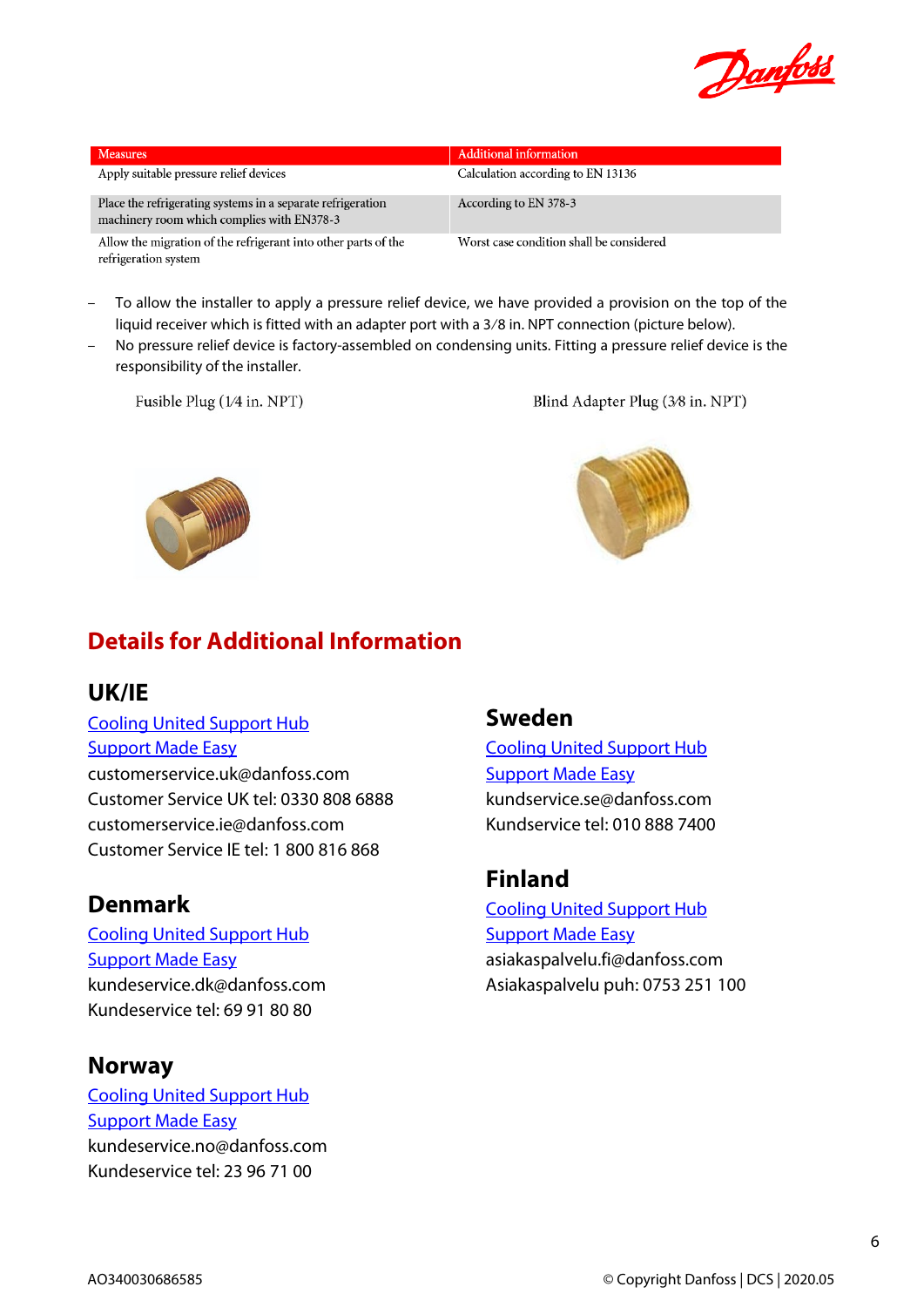| Measures | Additional information |
| --- | --- |
| Apply suitable pressure relief devices | Calculation according to EN 13136 |
| Place the refrigerating systems in a separate refrigeration machinery room which complies with EN378-3 | According to EN 378-3 |
| Allow the migration of the refrigerant into other parts of the refrigeration system | Worst case condition shall be considered |

- To allow the installer to apply a pressure relief device, we have provided a provision on the top of the liquid receiver which is fitted with an adapter port with a 3/8 in. NPT connection (picture below).
- No pressure relief device is factory-assembled on condensing units. Fitting a pressure relief device is the responsibility of the installer.

Fusible Plug (1/4 in. NPT)

Blind Adapter Plug (3/8 in. NPT)

## Details for Additional Information

### UK/IE

Cooling United Support Hub
Support Made Easy
customerservice.uk@danfoss.com
Customer Service UK tel: 0330 808 6888
customerservice.ie@danfoss.com
Customer Service IE tel: 1 800 816 868

### Denmark

Cooling United Support Hub
Support Made Easy
kundeservice.dk@danfoss.com
Kundeservice tel: 69 91 80 80

### Norway

Cooling United Support Hub
Support Made Easy
kundeservice.no@danfoss.com
Kundeservice tel: 23 96 71 00

### Sweden

Cooling United Support Hub
Support Made Easy
kundservice.se@danfoss.com
Kundservice tel: 010 888 7400

### Finland

Cooling United Support Hub
Support Made Easy
asiakaspalvelu.fi@danfoss.com
Asiakaspalvelu puh: 0753 251 100